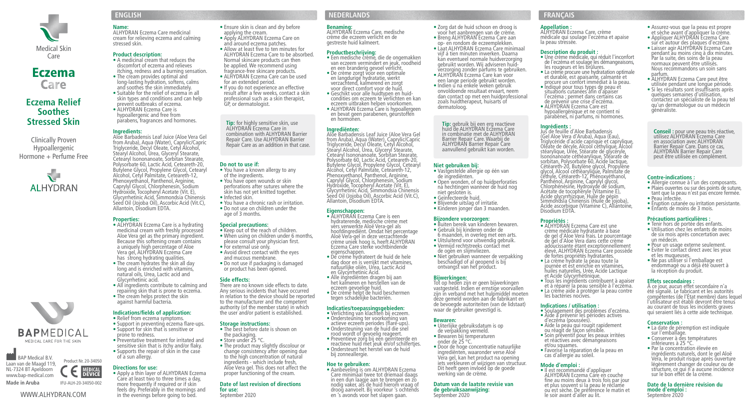Medical Skin Care

# Eczema Care

## Eczema Relief Soothes Stressed Skin

Clinically Proven
Hypoallergenic
Hormone + Perfume Free

ALHYDRAN

BAPMEDICAL
MEDICAL CARE FOR THE SKIN

BAP Medical B.V.
Laan van de Maagd 119,
NL-7324 BT Apeldoorn
www.bap-medical.com
**Made in Aruba**

Product Nr. 20-34050
MEDICAL DEVICE
IFU-ALH-20-34050-002

WWW.ALHYDRAN.COM

## ENGLISH

**Name:**
ALHYDRAN Eczema Care medicinal cream for relieving eczema and calming stressed skin.

**Product description:**
- A medicinal cream that reduces the discomfort of eczema and relieves itching, redness and a burning sensation.
- The cream provides optimal and long-lasting hydration, softens, calms and soothes the skin immediately.
- Suitable for the relief of eczema in all skin types and conditions and can help prevent outbreaks of eczema.
- ALHYDRAN Eczema Care is hypoallergenic and free from parabens, fragrances and hormones.

**Ingredients:**
Aloe Barbadensis Leaf Juice (Aloe Vera Gel from Aruba), Aqua (Water), Caprylic/Capric Triglyceride, Decyl Oleate, Cetyl Alcohol, Stearyl Alcohol, Urea, Glyceryl Stearate, Cetearyl Isononanoate, Sorbitan Stearate, Polysorbate 60, Lactic Acid, Ceteareth-20, Butylene Glycol, Propylene Glycol, Cetearyl Alcohol, Cetyl Palmitate, Ceteareth-12, Phenoxyethanol, Panthenol, Arginine, Caprylyl Glycol, Chlorphenesin, Sodium Hydroxide, Tocopheryl Acetate (Vit. E), Glycyrrhetinic Acid, Simmondsia Chinensis Seed Oil (Jojoba Oil), Ascorbic Acid (Vit.C), Allantoin, Disodium EDTA.

**Properties:**
- ALHYDRAN Eczema Care is a hydrating medicinal cream with freshly processed Aloe Vera gel as the primary ingredient. Because this softening cream contains a uniquely high percentage of Aloe Vera gel, ALHYDRAN Eczema Care has strong hydrating qualities.
- The cream hydrates the skin all day long and is enriched with vitamins, natural oils, Urea, Lactic acid and Glycyrrhetinic acid.
- All ingredients contribute to calming and repairing skin that is prone to eczema.
- The cream helps protect the skin against harmful bacteria.

**Indications/fields of application:**
- Relief from eczema symptoms.
- Support in preventing eczema flare-ups.
- Support for skin that is sensitive or prone to redness.
- Preventative treatment for irritated and sensitive skin that is itchy and/or flaky.
- Supports the repair of skin in the case of a sun allergy.

**Directions for use:**
- Apply a thin layer of ALHYDRAN Eczema Care at least two to three times a day, more frequently if required or if skin feels dry. Preferably in the mornings and in the evenings before going to bed.
- Ensure skin is clean and dry before applying the cream.
- Apply ALHYDRAN Eczema Care on and around eczema patches.
- Allow at least five to ten minutes for ALHYDRAN Eczema Care to be absorbed. Normal skincare products can then be applied. We recommend using fragrance-free skincare products.
- ALHYDRAN Eczema Care can be used for an extended period.
- If you do not experience an effective result after a few weeks, contact a skin professional such as a skin therapist, GP, or dermatologist.

**Tip:** for highly sensitive skin, use ALHYDRAN Eczema Care in combination with ALHYDRAN Barrier Repair Care. Use ALHYDRAN Barrier Repair Care as an addition in that case.

**Do not to use if:**
- You have a known allergy to any of the ingredients.
- You have open wounds or skin perforations after sutures where the skin has not yet knitted together.
- Infected skin.
- You have a chronic rash or irritation.
- Do not use on children under the age of 3 months.

**Special precautions:**
- Keep out of the reach of children.
- When using on children under 6 months, please consult your physician first.
- For external use only.
- Avoid direct contact with the eyes and mucous membrane.
- Do not use if packaging is damaged or product has been opened.

**Side effects:**
There are no known side effects to date. Any serious incidents that have occurred in relation to the device should be reported to the manufacturer and the competent authority (of the member state) in which the user and/or patient is established.

**Storage instructions:**
- The best before date is shown on the packaging.
- Store under 25 °C.
- The product may slightly discolour or change consistency after opening due to the high concentration of natural ingredients - which include fresh, Aloe Vera gel. This does not affect the proper functioning of the cream.

**Date of last revision of directions for use:**
September 2020

## NEDERLANDS

**Benaming:**
ALHYDRAN Eczema Care, medische crème die eczeem verlicht en de gestreste huid kalmeert.

**Productbeschrijving:**
- Een medische crème, die de ongemakken van eczeem vermindert en jeuk, roodheid en een branderig gevoel verlicht.
- De crème zorgt voor een optimale en langdurige hydratatie, werkt verzachtend, kalmerend en zorgt voor direct comfort voor de huid.
- Geschikt voor alle huidtypen en huid-condities om eczeem te verlichten en kan eczeem uitbraken helpen voorkomen.
- ALHYDRAN Eczema Care is hypoallergeen en bevat geen parabenen, geurstoffen en hormonen.

**Ingrediënten:**
Aloe Barbadensis Leaf Juice (Aloe Vera Gel from Aruba), Aqua (Water), Caprylic/Capric Triglyceride, Decyl Oleate, Cetyl Alcohol, Stearyl Alcohol, Urea, Glyceryl Stearate, Cetearyl Isononanoate, Sorbitan Stearate, Polysorbate 60, Lactic Acid, Ceteareth-20, Butylene Glycol, Propylene Glycol, Cetearyl Alcohol, Cetyl Palmitate, Ceteareth-12, Phenoxyethanol, Panthenol, Arginine, Caprylyl Glycol, Chlorphenesin, Sodium Hydroxide, Tocopheryl Acetate (Vit. E), Glycyrrhetinic Acid, Simmondsia Chinensis Seed Oil (Jojoba Oil), Ascorbic Acid (Vit.C), Allantoin, Disodium EDTA.

**Eigenschappen:**
- ALHYDRAN Eczema Care is een hydraterende, medische crème met vers verwerkte Aloë Vera-gel als hoofdingrediënt. Omdat het percentage Aloë Vera-gel in deze verzachtende crème uniek hoog is, heeft ALHYDRAN Eczema Care sterke vochtbindende eigenschappen.
- De crème hydrateert de huid de hele dag door en is verrijkt met vitamines, natuurlijke oliën, Urea, Lactic Acid en Glycyrrhetinic Acid.
- Alle ingrediënten dragen bij aan het kalmeren en herstellen van de eczeem gevoelige huid.
- De crème helpt de huid beschermen tegen schadelijke bacteriën.

**Indicaties/toepassingsgebieden:**
- Verlichting van klachten bij eczeem.
- Ondersteuning ter voorkoming van actieve eczeem periodes (flare-ups).
- Ondersteuning van de huid die snel rood wordt of gevoelig reageert.
- Preventieve zorg bij een geïrriteerde en reactieve huid met jeuk en/of schilfertjes.
- Ondersteunt het herstel van de huid bij zonneallergie.

**Hoe te gebruiken:**
- Aanbeveling is om ALHYDRAN Eczema Care minimaal twee tot driemaal daags in een dun laagje aan te brengen en zo nodig vaker, als de huid hierom vraagt of droog aanvoelt. Bij voorkeur 's ochtends en 's avonds voor het slapen gaan.
- Zorg dat de huid schoon en droog is voor het aanbrengen van de crème.
- Breng ALHYDRAN Eczema Care aan op- en rondom de eczeemplekken.
- Laat ALHYDRAN Eczema Care minimaal vijf à tien minuten inwerken. Daarna kan eventueel normale huidverzorging gebruikt worden. Wij adviseren huid-verzorging zonder parfums te gebruiken.
- ALHYDRAN Eczema Care kan voor een lange periode gebruikt worden.
- Indien u na enkele weken geen onvoldoende resultaat ervaart, neem dan contact op met een huidprofessional zoals huidtherapeut, huisarts of dermatoloog.

**Tip:** gebruik bij een erg reactieve huid de ALHYDRAN Eczema Care in combinatie met de ALHYDRAN Barrier Repair Care. Waarbij de ALHYDRAN Barrier Repair Care aanvullend gebruikt kan worden.

**Niet gebruiken bij:**
- Vastgestelde allergie op één van de ingrediënten.
- Open wonden, of op huidperforaties na hechtingen wanneer de huid nog niet gesloten is.
- Geïnfecteerde huid.
- Blijvende uitslag of irritatie.
- Kinderen jonger dan 3 maanden.

**Bijzondere voorzorgen:**
- Buiten bereik van kinderen bewaren.
- Gebruik bij kinderen onder de 6 maanden, in overleg met een arts.
- Uitsluitend voor uitwendig gebruik.
- Vermijd rechtstreeks contact met de ogen en slijmvliezen.
- Niet gebruiken wanneer de verpakking beschadigd of al geopend is bij ontvangst van het product.

**Bijwerkingen:**
Tot op heden zijn er geen bijwerkingen vastgesteld. Indien er ernstige voorvallen zijn in verband met het hulpmiddel moeten deze gemeld worden aan de fabrikant en de bevoegde autoriteiten (van de lidstaat) waar de gebruiker gevestigd is.

**Bewaren:**
- Uiterlijke gebruiksdatum is op de verpakking vermeld.
- Bewaren bij temperaturen onder de 25 °C.
- Door de hoge concentratie natuurlijke ingrediënten, waaronder verse Aloë Vera gel, kan het product na opening iets verkleuren of wijzigen van structuur. Dit heeft geen invloed op de goede werking van de crème.

**Datum van de laatste revisie van de gebruiksaanwijzing:**
September 2020

## FRANÇAIS

**Appellation :**
ALHYDRAN Eczema Care, crème médicale qui soulage l'eczéma et apaise la peau stressée.

**Description du produit :**
- Une crème médicale, qui réduit l'inconfort de l'eczéma et soulage les démangeaisons, les rougeurs et les brûlures.
- La crème procure une hydratation optimale et durable, est apaisante, calmante et procure un confort immédiat à la peau.
- Indiqué pour tous types de peau et situations cutanées afin d'apaiser l'eczéma ; permet dans certains cas de prévenir une crise d'eczéma.
- ALHYDRAN Eczema Care est hypoallergénique et ne contient ni parabènes, ni parfums, ni hormones.

**Ingrédients :**
Jus de feuille d'Aloe Barbadensis (Gel Aloe Vera d'Aruba), Aqua (Eau), Triglycéride d'acide caprique et caprylique, Oléate de décyle, Alcool céthylique, Alcool stéarylique, Urée, Stéarate de glycéryle, Isononanoate céthéarylique, Stéarate de sorbitan, Polysorbate 60, Acide lactique, Cétéareth-20, Butylène glycol, Propylène glycol, Alcool céthéarylique, Palmitate de céthyle, Cétéareth-12, Phénoxyéthanol, Panthénol, Arginine, Caprylyl glycol, Chlorphénésine, Hydroxyde de sodium, Acétate de tocophéryle (Vitamine E), Acide glycyrrhizique, Huile de pépin Simmondsia Chinensis (Huile de jojoba), Acide ascorbique (Vitamine C), Allantoïne, Disodium EDTA.

**Propriétés :**
- ALHYDRAN Eczema Care est une crème médicale hydratante à base de gel d'Aloe Vera frais. Le pourcentage de gel d'Aloe Vera dans cette crème adoucissante étant exceptionnellement élevé, ALHYDRAN Eczema Care possède de fortes propriétés hydratantes.
- La crème hydrate la peau toute la journée et est enrichie en vitamines, huiles naturelles, Urée, Acide Lactique et Acide Glycyrrhétinique.
- Tous les ingrédients contribuent à apaiser et à réparer la peau sensible à l'eczéma.
- La crème aide à protéger la peau contre les bactéries nocives.

**Indications / utilisation :**
- Soulagement des problèmes d'eczéma.
- Aide à prévenir les périodes actives d'eczéma (poussées).
- Aide la peau qui rougit rapidement ou réagit de façon sensible.
- Soin préventif pour les peaux irritées et réactives avec démangeaisons et/ou squames.
- Favorise la réparation de la peau en cas d'allergie au soleil.

**Mode d'emploi :**
- Il est recommandé d'appliquer ALHYDRAN Eczema Care en couche fine au moins deux à trois fois par jour et plus souvent si la peau le réclame ou est sèche. De préférence le matin et le soir avant d'aller au lit.
- Assurez-vous que la peau est propre et sèche avant d'appliquer la crème.
- Appliquer ALHYDRAN Eczema Care sur et autour des plaques d'eczéma.
- Laisser agir ALHYDRAN Eczema Care pendant au moins cinq à dix minutes. Par la suite, des soins de la peau normaux peuvent être utilisés. Nous recommandons un soin sans parfum.
- ALHYDRAN Eczema Care peut être utilisée pendant une longue période.
- Si les résultats sont insuffisants après quelques semaines d'utilisation, contactez un spécialiste de la peau tel qu'un dermatologue ou un médecin généraliste.

**Conseil :** pour une peau très réactive, utilisez ALHYDRAN Eczema Care en association avec ALHYDRAN Barrier Repair Care. Dans ce cas, ALHYDRAN Barrier Repair Care peut être utilisée en complément.

**Contre-indications :**
- Allergie connue à l'un des composants.
- Plaies ouvertes ou sur des points de suture, tant que la peau n'est pas encore fermée.
- Peau infectée.
- Éruption cutanée ou irritation persistante.
- Enfants de moins de 3 mois.

**Précautions particulières :**
- Tenir hors de portée des enfants.
- Utilisation chez les enfants de moins de six mois après concertation avec un médecin.
- Pour un usage externe seulement.
- Éviter le contact direct avec les yeux et les muqueuses.
- Ne pas utiliser si l'emballage est endommagé ou a déjà été ouvert à la réception du produit.

**Effets secondaires :**
À ce jour, aucun effet secondaire n'a été signalé. Le fabricant et les autorités compétentes (de l'État membre) dans lequel l'utilisateur est établi devront être tenus au courant de tous les incidents graves qui seraient liés à cette aide technique.

**Conservation :**
- La date de péremption est indiquée sur l'emballage.
- Conserver à des températures inférieures à 25 °C.
- Par la concentration élevée en ingrédients naturels, dont le gel Aloë Vera, le produit risque après ouverture légèrement changer de couleur ou de structure, ce qui n'a aucune incidence sur le bon effet de la crème.

**Date de la dernière révision du mode d'emploi :**
Septembre 2020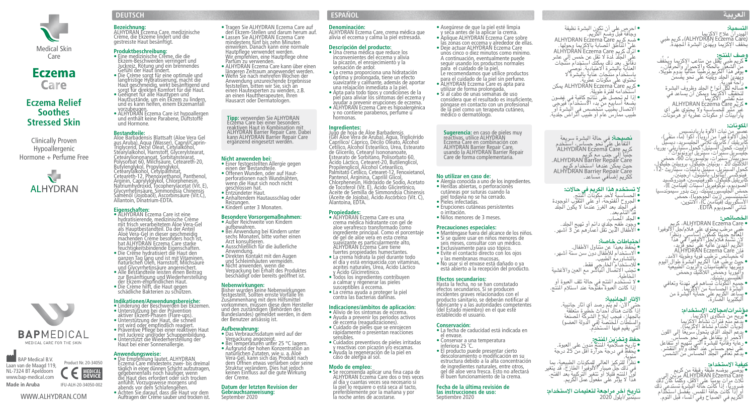Medical Skin Care

# Eczema Care

## Eczema Relief Soothes Stressed Skin

Clinically Proven
Hypoallergenic
Hormone + Perfume Free

ALHYDRAN

BAPMEDICAL
MEDICAL CARE FOR THE SKIN

BAP Medical B.V.
Laan van de Maagd 119,
NL-7324 BT Apeldoorn
www.bap-medical.com
**Made in Aruba**

Product Nr. 20-34050

CE MEDICAL DEVICE

IFU-ALH-20-34050-002

WWW.ALHYDRAN.COM

# DEUTSCH

**Bezeichnung:**
ALHYDRAN Eczema Care, medizinische Crème, die Ekzeme lindert und die gestresste Haut besänftigt.

**Produktbeschreibung:**
- Eine medizinische Crème, die die Ekzem-Beschwerden verringert und Juckreiz, Rötung und ein brennendes Gefühl der Haut lindert.
- Die Crème sorgt für eine optimale und langfristige Hydratisierung, macht die Haut geschmeidig, wirkt besänftigend und sorgt für direkten Komfort für die Haut.
- Geeignet für alle Hauttypen und Hautzustände, um ein Ekzem zu lindern, und es kann helfen, einem Ekzemanfall vorzubeugen.
- ALHYDRAN Eczema Care ist hypoallergen und enthält keine Parabene, Duftstoffe und Hormone.

**Bestandteile:**
Aloe Barbadensis Blattsaft (Aloe Vera Gel aus Aruba), Aqua (Wasser), Caprylic/Capric Triglycerid, Decyl Oleat, Cetylalkohol, Stearylalkohol, Harnstoff, Glycerylstearat, Cetearylisononanoat, Sorbitanstearat, Polysorbat 60, Milchsäure, Ceteareth-20, Butylenglykol, Propylenglykol, Cetearylalkohol, Cetylpalmitat, Ceteareth-12, Phenoxyethanol, Panthenol, Arginin, Caprylylglykol, Chlorphenesin, Natriumhydroxid, Tocopherylacetat (Vit. E), Glycyrrhetinsäure, Simmondsia Chinensis Samenöl (Jojobaöl), Ascorbinsäure (Vit.C), Allantoin, Dinatrium-EDTA.

**Eigenschaften:**
- ALHYDRAN Eczema Care ist eine hydratisierende, medizinische Crème mit frisch verarbeitetem Aloe Vera-Gel als Hauptbestandteil. Da der Anteil Aloë Vera-Gel in dieser geschmeidig machenden Crème besonders hoch ist, hat ALHYDRAN Eczema Care starke feuchtigkeitsbindende Eigenschaften.
- Die Crème hydratisiert die Haut den ganzen Tag lang und ist mit Vitaminen, natürlichen Ölen, Harnstoff, Milchsäure und Glycyrrhetinsäure angereichert.
- Alle Bestandteile leisten einen Beitrag zur Besänftigung und Wiederherstellung der Ekzem-empfindlichen Haut.
- Die Crème hilft, die Haut gegen schädliche Bakterien zu schützen.

**Indikationen/Anwendungsbereiche:**
- Linderung der Beschwerden bei Ekzemen.
- Unterstützung bei der Prävention aktiver Ekzem-Phasen (Flare-ups).
- Unterstützung der Haut, die schnell rot wird oder empfindlich reagiert.
- Präventive Pflege bei einer reaktiven Haut mit Juckreiz und/oder Schuppenbildung.
- Unterstützt die Wiederherstellung der Haut bei einer Sonnenallergie.

**Anwendungsweise:**
- Die Empfehlung lautet, ALHYDRAN Eczema Care mindestens zwei- bis dreimal täglich in einer dünnen Schicht aufzutragen, gegebenenfalls noch häufiger, wenn die Haut dies erfordert oder sich trocken anfühlt. Vorzugsweise morgens und abends vor dem Schlafengehen.
- Achten Sie darauf, dass die Haut vor dem Auftragen der Crème sauber und trocken ist.
- Tragen Sie ALHYDRAN Eczema Care auf den Ekzem-Stellen und darum herum auf.
- Lassen Sie ALHYDRAN Eczema Care mindestens fünf bis zehn Minuten einwirken. Danach kann eine normale Hautpflege verwendet werden. Wir empfehlen, eine Hautpflege ohne Parfüm zu verwenden.
- ALHYDRAN Eczema Care kann über einen längeren Zeitraum angewendet werden.
- Wenn Sie nach mehreren Wochen der Anwendung unzureichende Ergebnisse feststellen, bitten wir Sie, sich an einen Hautexperten zu wenden, z.B. an einen Hauttherapeuten, Ihren Hausarzt oder Dermatologen.

**Tipp:** verwenden Sie ALHYDRAN Eczema Care bei einer besonders reaktiven Haut in Kombination mit ALHYDRAN Barrier Repair Care. Dabei kann ALHYDRAN Barrier Repair Care ergänzend eingesetzt werden.

**Nicht anwenden bei:**
- Einer festgestellten Allergie gegen einen der Bestandteile.
- Offenen Wunden, oder auf Haut-perforationen nach Wundnähten, wenn die Haut sich noch nicht geschlossen hat.
- Entzündeter Haut.
- Anhaltendem Hautausschlag oder Reizungen.
- Kindern unter 3 Monaten.

**Besondere Vorsorgemaßnahmen:**
- Außer Reichweite von Kindern aufbewahren.
- Bei Anwendung bei Kindern unter sechs Monaten, bitte vorher einen Arzt konsultieren.
- Ausschließlich für die äußerliche Anwendung.
- Direkten Kontakt mit den Augen und Schleimhäuten vermeiden.
- Nicht anwenden, wenn die Verpackung bei Erhalt des Produktes beschädigt oder bereits geöffnet ist.

**Nebenwirkungen:**
Bisher wurden keine Nebenwirkungen festgestellt. Sollten ernste Vorfälle im Zusammenhang mit dem Hilfsmittel vorkommen, müssen diese dem Hersteller und den zuständigen (Behörden des Bundeslandes) gemeldet werden, in dem der Benutzer ansässig ist.

**Aufbewahrung:**
- Das Verbrauchsdatum wird auf der Verpackung angezeigt.
- Bei Temperaturen unter 25 °C lagern.
- Aufgrund der hohen Konzentration an natürlichen Zutaten, wie u. a. Aloë Vera-Gel, kann sich das Produkt nach dem Öffnen etwas verfärben oder seine Struktur verändern. Dies hat jedoch keinen Einfluss auf die gute Wirkung der Creme.

**Datum der letzten Revision der Gebrauchsanweisung:**
September 2020

# ESPAÑOL

**Denominación:**
ALHYDRAN Eczema Care, crema médica que alivia el eccema y calma la piel estresada.

**Descripción del producto:**
- Una crema médica que reduce los inconvenientes del eccema y alivia la picazón, el enrojecimiento y la sensación de ardor.
- La crema proporciona una hidratación óptima y prolongada, tiene un efecto suavizante y calmante, además de aportar una relajación inmediata a la piel.
- Apta para todo tipos y condiciones de la piel para aliviar los síntomas del eccema y ayudar a prevenir erupciones de eccema.
- ALHYDRAN Eczema Care es hipoalergénica y no contiene parabenos, perfume u hormonas.

**Ingredientes:**
Jugo de hoja de Aloe Barbadensis (Gel Aloe Vera de Aruba), Agua, Triglicérido Caprílico/ Caprico, Decilo Oleato, Alcohol Cetílico, Alcohol Estearílico, Urea, Estearato de Glicerilo, Cetearyl Isononanoate, Estearato de Sorbitano, Polisorbato 60, Ácido Láctico, Ceteareт-20, Butilenglicol, Propilenglicol, Alcohol Cetearílico, Palmitato Cetílico, Ceteareт-12, Fenoxietanol, Pantenol, Arginina, Caprilil Glicol, Chlorphenesin, Hidróxido de Sodio, Acetato de Tocoferol (Vit. E), Ácido Glicerético, Aceite de Semilla de Simmondsia Chinensis (Aceite de Jojoba), Ácido Ascórbico (Vit. C), Alantoína, EDTA.

**Propiedades:**
- ALHYDRAN Eczema Care es una crema médica hidratante con gel de aloe verafresco transformado como ingrediente principal. Como el porcentaje de gel de aloe vera en esta crema suavizante es particularmente alto, ALHYDRAN Eczema Care tiene fuertes propiedades humectantes.
- La crema hidrata la piel durante todo el día y está enriquecida con vitaminas, aceites naturales, Urea, Ácido Láctico y Ácido Glicirético.
- Todos los ingredientes contribuyen a calmar y regenerar las pieles susceptibles a eccema.
- La crema ayuda a proteger la piel contra las bacterias dañinas.

**Indicaciones/ámbitos de aplicación:**
- Alivio de los síntomas de eccema.
- Ayuda a prevenir los periodos activos de eccema (reagudizaciones).
- Cuidado de pieles que se enrojecen rápidamente o presentan reacciones sensibles.
- Cuidados preventivos de pieles irritadas y reactivas con picazón y/o escamas.
- Ayuda la regeneración de la piel en caso de alergia al sol.

**Modo de empleo:**
- Se recomienda aplicar una fina capa de ALHYDRAN Eczema Care dos o tres veces al día y cuantas veces sea necesario si la piel lo requiere o está seca al tacto, preferiblemente por la mañana y por la noche antes de acostarse.
- Asegúrese de que la piel esté limpia y seca antes de la aplicar la crema.
- Aplique ALHYDRAN Eczema Care sobre las zonas con eccema y alrededor de ellas.
- Deje actuar ALHYDRAN Eczema Care unos cinco o diez minutos como mínimo. A continuación, eventualmente puede seguir usando los productos normales para el cuidado de la piel. Le recomendamos que utilice productos para el cuidado de la piel sin perfume.
- ALHYDRAN Eczema Care es apta para utilizar de forma prolongada.
- Si al cabo de unas semanas de uso considera que el resultado es insuficiente, póngase en contacto con un profesional de la piel como un terapeuta cutáneo, médico o dermatólogo.

**Sugerencia:** en caso de pieles muy reactivas, utilice ALHYDRAN Eczema Care en combinación con ALHYDRAN Barrier Repair Care, usando la ALHYDRAN Barrier Repair Care de forma complementaria.

**No utilizar en caso de:**
- Alergia conocida a uno de los ingredientes.
- Heridas abiertas, o perforaciones cutáneas por suturas cuando la piel todavía no se ha cerrado.
- Pieles infectadas.
- Erupciones cutáneas persistentes o irritación.
- Niños menores de 3 meses.

**Precauciones especiales:**
- Mantengase fuera del alcance de los niños.
- Si se quiere usar en niños menores de seis meses, consultar con un médico.
- Exclusivamente para uso tópico.
- Evite el contacto directo con los ojos y las membranas mucosas.
- No usar si el envase está dañado o ya está abierto a la recepción del producto.

**Efectos secundarios:**
Hasta la fecha, no se han constatado efectos secundarios. Si se producen incidentes graves relacionados con el producto sanitario, se deberán notificar al fabricante y a las autoridades competentes (del Estado miembro) en el que esté establecido el usuario.

**Conservación:**
- La fecha de caducidad está indicada en el envase.
- Conservar a una temperatura inferiora 25 °C.
- El producto puede presentar cierto descoloramiento o modificación en su estructura debido a la alta concentración de ingredientes naturales, entre otros, gel de aloe vera fresca. Esto no afectará el buen funcionamiento de la crema.

**Fecha de la última revisión de las instrucciones de uso:**
Septiembre 2020

# العربية

**التسمية:**
الهيدران علاج الاكزيما (ALHYDRAN Eczema Care)، كريم طبي يخفف الاكزيما ويهدئ البشرة المجهدة.

**وصف المنتج:**
- كريم طبي يقلل من متاعب الإكزيما ويخفف من الشعور بالحكة والاحمرار والحرقان.
- يوفر هذا الكريم ترطيباً مثالياً يدوم طويلاً، ويهدئ الجلد ويلينه على نحو يضمن راحة فورية.
- صالح لكل أنواع الجلد وظروف البشرة لتخفيف الاكزيما ويمكن أن تساعد في منع تفشي الاكزيما.
- كريم ALHYDRAN Eczema Care مضاد للحساسية ولا يحتوي على أي بارابينات أو مكونات عطرية أو هرمونات.

**المكونات:**
عصير من نبات الألوة باربادينسيس (جل الألوة فيرا من أروبا)، أكوا (ماء منقى)، كابريليك / كابريك ثلاثي الجليسريد، ديسيل أوليت، كحول السيتيل، كحول ستياريلي، يوريا، جليسريل ستيرات، سيتريل ايزونونانوات، سوربيتان ستيرات، بوليسوربات 60، حمض اللاكتيك 20، بيوتيلين جليكول، بروبيلين جليكول، كحول السيتريل، سيتيل بالميتات، سيتيريث -12، فينوكسي ايثانول، بانثينول، ارجنين، كابريليل جليكول، كلورفينيسين، هيدروكسيد الصوديوم، توكوفيريل أسيتات (فيتامين E)، حمض الجليسريتينيك، زيت بذور سيموندسيا تشينينسيس (زيت الجوجوبا)، حمض الأسكوربيك (فيتامين C)، الانتوين، ثنائي الصوديوم EDTA.

**الخصائص:**
- ALHYDRAN Eczema Care، كريم طبي مرطب يحتوي على هلام/جل الألوفيرا المعالج حديثاً كمكون أساسي. ونظراً لأن نسبة هلام/جل الألوفيرا في هذا الكريم المهدئ عالية على نحو فريد، فإن ALHYDRAN Eczema Care له خصائص ترطيب قوية وطويلة الأمد.
- حيث يرطب هذا الكريم البشرة طوال اليوم ويثريها بالفيتامينات والزيوت الطبيعية واليوريا وحمض اللاكتيك وحمض الغليسيرريتينيك.
- جميع المكونات تساهم في تهدئة وتعافي البشرة الحساسة من الإكزيما.
- يساعد الكريم على حماية البشرة من البكتيريا الضارة.

**مؤشرات/مجالات الاستخدام:**
- يريح من شكاوى الإكزيما.
- يدعم منع فترات نشاط الإكزيما (نوبات احتدام نشاط الإكزيما).
- يدعم الجلد الذي يتحول سريعاً إلى اللون الأحمر أو يتفاعل على نحو حساس.
- رعاية وقائية للبشرة التي تتهيج أو تتفاعل على نحو حساس عند الحك و/أو التقشر.
- يدعم تعافي الجلد الحساس من الشمس.

**كيفية الاستخدام:**
- يوصى بوضع طبقة رقيقة من كريم ALHYDRAN Eczema Care مرتين إلى ثلاث مرات يومياً على الأقل، وكلما كان ذلك ضرورياً، إذا كانت حالة البشرة تستدعي ذلك أو إذا كانت جافة الملمس. يفضل استخدام الكريم في الصباح وفي المساء قبل النوم.
- احرص على أن تكون البشرة نظيفة وجافة قبل وضع الكريم.
- ضع كريم ALHYDRAN Eczema Care على المناطق المصابة بالإكزيما وحولها.
- اترك كريم ALHYDRAN Eczema Care على الجلد لمدة لا تقل عن خمس إلى عشر دقائق. بعد ذلك يمكنك استخدام منتجات العناية بالبشرة الاعتيادية. نوصي باستخدام منتجات عناية بالبشرة لا تحتوي على مكونات عطرية.
- كريم ALHYDRAN Eczema Care يمكن استخدامه لفترة طويلة.
- إذا لم تحصل على نتائج كافية في غضون بضعة أسابيع من بدء الاستخدام، فنرجو الاتصال بطبيب متخصص في البشرة أو طبيب ممارس عام أو طبيب أمراض جلدية.

**نصيحة:** في حالة البشرة سريعة التفاعل على نحو حساس، استخدم كريم ALHYDRAN Eczema Care جنباً إلى جنب مع كريم ALHYDRAN Barrier Repair Care. حيث يمكن عندها استخدام كريم ALHYDRAN Barrier Repair Care ككريم إضافي مساعد.

**لا تستخدم هذا الكريم في حالات:**
- الحساسية لأحد مكونات المنتج.
- الجروح المفتوحة، أو على الثقوب الموجودة في الجلد بعد الغرز عندما لا يكون الجلد قد التأم بعد.
- الجلد المصاب.
- وجود طفح جلدي دائم أو تهيج الجلد.
- الأطفال الذين تقل أعمارهم عن 3 أشهر.

**احتياطات خاصة:**
- يحفظ بعيداً عن متناول الأطفال.
- الاستخدام للأطفال دون ستة أشهر، بالتشاور مع الطبيب.
- للاستخدام الخارجي فقط.
- تجنب الاتصال المباشر مع العين والأغشية المخاطية.
- لا تستخدم المنتج في حالة تلف العبوة أو إذا كانت العبوة مفتوحة عند استلام المنتج.

**الآثار الجانبية:**
حتى الآن، لم يتم رصد أي آثار جانبية. إذا كانت هناك أحداث خطيرة متعلقة بالجهاز، فيجب إبلاغ الشركة المصنعة والسلطات المختصة (في الدولة العضو) التي يقيم فيها المستخدم.

**حفظ وتخزين المنتج:**
- تاريخ صلاحية المنتج مدون على العبوة.
- يحفظ في درجة حرارة أقل من 25 درجة مئوية.
- نظراً للتركيز العالي للمكونات الطبيعية، بما في ذلك جل صبار الألوفيرا الطازج، قد يتغير لون المنتج قليلاً أو تتغير التركيبة بعد الفتح. هذا لا يؤثر على مفعول عمل الكريم.

**تاريخ آخر مراجعة لتعليمات الاستخدام:**
سبتمبر/أيلول 2020